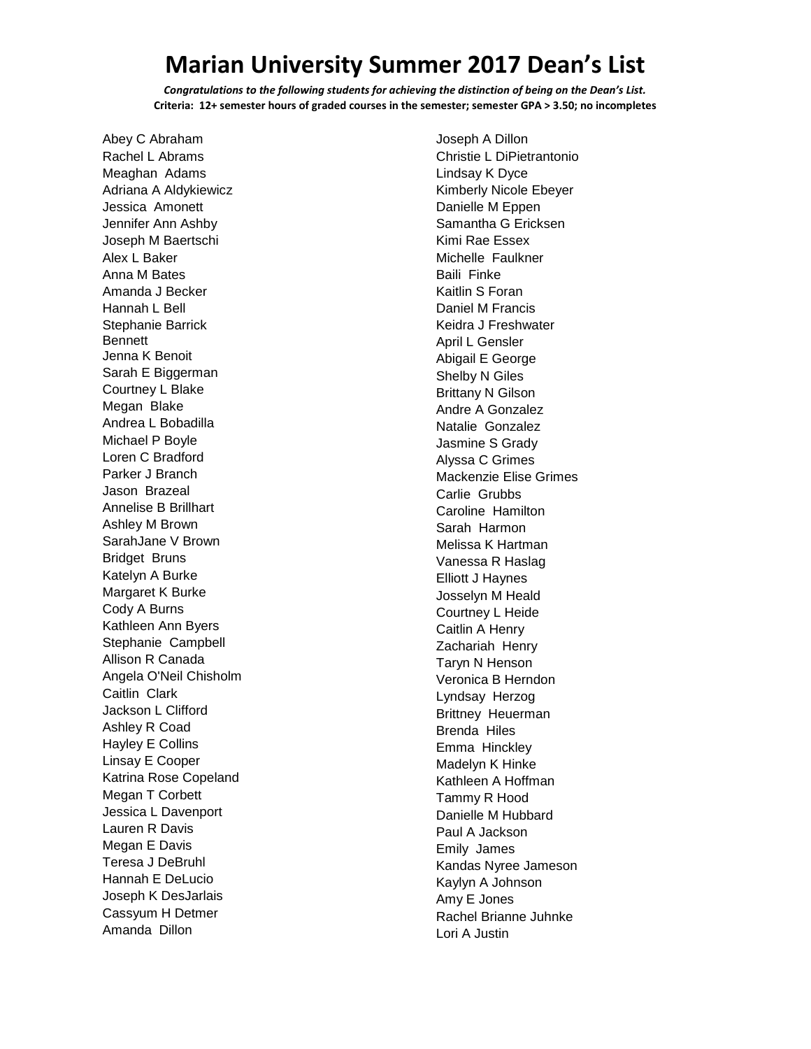# Marian University Summer 2017 Dean's List

*Congratulations to the following students for achieving the distinction of being on the Dean's List.*

**Criteria: 12+ semester hours of graded courses in the semester; semester GPA > 3.50; no incompletes**

Abey C Abraham
Rachel L Abrams
Meaghan Adams
Adriana A Aldykiewicz
Jessica Amonett
Jennifer Ann Ashby
Joseph M Baertschi
Alex L Baker
Anna M Bates
Amanda J Becker
Hannah L Bell
Stephanie Barrick Bennett
Jenna K Benoit
Sarah E Biggerman
Courtney L Blake
Megan Blake
Andrea L Bobadilla
Michael P Boyle
Loren C Bradford
Parker J Branch
Jason Brazeal
Annelise B Brillhart
Ashley M Brown
SarahJane V Brown
Bridget Bruns
Katelyn A Burke
Margaret K Burke
Cody A Burns
Kathleen Ann Byers
Stephanie Campbell
Allison R Canada
Angela O'Neil Chisholm
Caitlin Clark
Jackson L Clifford
Ashley R Coad
Hayley E Collins
Linsay E Cooper
Katrina Rose Copeland
Megan T Corbett
Jessica L Davenport
Lauren R Davis
Megan E Davis
Teresa J DeBruhl
Hannah E DeLucio
Joseph K DesJarlais
Cassyum H Detmer
Amanda Dillon
Joseph A Dillon
Christie L DiPietrantonio
Lindsay K Dyce
Kimberly Nicole Ebeyer
Danielle M Eppen
Samantha G Ericksen
Kimi Rae Essex
Michelle Faulkner
Baili Finke
Kaitlin S Foran
Daniel M Francis
Keidra J Freshwater
April L Gensler
Abigail E George
Shelby N Giles
Brittany N Gilson
Andre A Gonzalez
Natalie Gonzalez
Jasmine S Grady
Alyssa C Grimes
Mackenzie Elise Grimes
Carlie Grubbs
Caroline Hamilton
Sarah Harmon
Melissa K Hartman
Vanessa R Haslag
Elliott J Haynes
Josselyn M Heald
Courtney L Heide
Caitlin A Henry
Zachariah Henry
Taryn N Henson
Veronica B Herndon
Lyndsay Herzog
Brittney Heuerman
Brenda Hiles
Emma Hinckley
Madelyn K Hinke
Kathleen A Hoffman
Tammy R Hood
Danielle M Hubbard
Paul A Jackson
Emily James
Kandas Nyree Jameson
Kaylyn A Johnson
Amy E Jones
Rachel Brianne Juhnke
Lori A Justin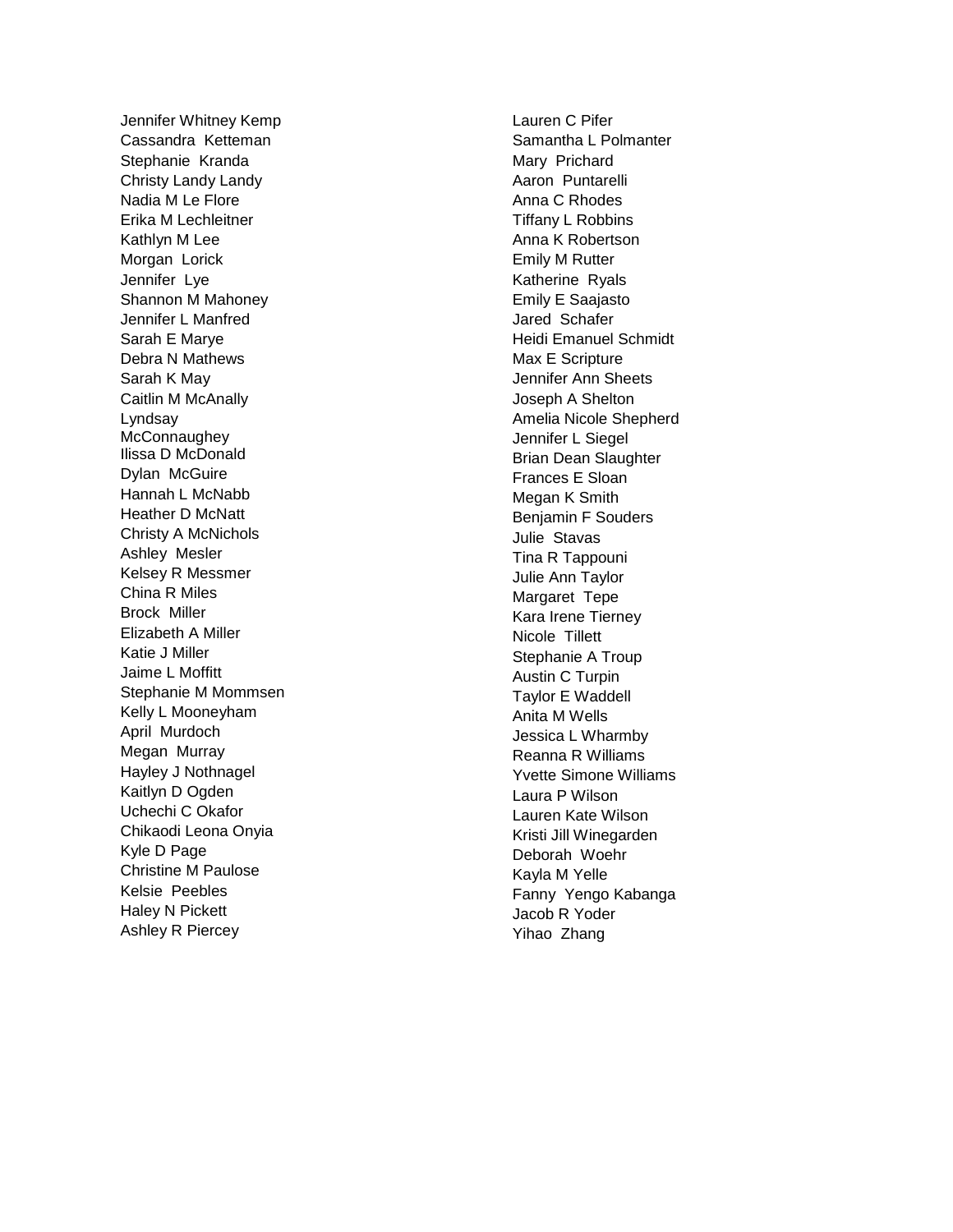Jennifer Whitney Kemp
Cassandra  Ketteman
Stephanie  Kranda
Christy Landy Landy
Nadia M Le Flore
Erika M Lechleitner
Kathlyn M Lee
Morgan  Lorick
Jennifer  Lye
Shannon M Mahoney
Jennifer L Manfred
Sarah E Marye
Debra N Mathews
Sarah K May
Caitlin M McAnally
Lyndsay McConnaughey
Ilissa D McDonald
Dylan  McGuire
Hannah L McNabb
Heather D McNatt
Christy A McNichols
Ashley  Mesler
Kelsey R Messmer
China R Miles
Brock  Miller
Elizabeth A Miller
Katie J Miller
Jaime L Moffitt
Stephanie M Mommsen
Kelly L Mooneyham
April  Murdoch
Megan  Murray
Hayley J Nothnagel
Kaitlyn D Ogden
Uchechi C Okafor
Chikaodi Leona Onyia
Kyle D Page
Christine M Paulose
Kelsie  Peebles
Haley N Pickett
Ashley R Piercey
Lauren C Pifer
Samantha L Polmanter
Mary  Prichard
Aaron  Puntarelli
Anna C Rhodes
Tiffany L Robbins
Anna K Robertson
Emily M Rutter
Katherine  Ryals
Emily E Saajasto
Jared  Schafer
Heidi Emanuel Schmidt
Max E Scripture
Jennifer Ann Sheets
Joseph A Shelton
Amelia Nicole Shepherd
Jennifer L Siegel
Brian Dean Slaughter
Frances E Sloan
Megan K Smith
Benjamin F Souders
Julie  Stavas
Tina R Tappouni
Julie Ann Taylor
Margaret  Tepe
Kara Irene Tierney
Nicole  Tillett
Stephanie A Troup
Austin C Turpin
Taylor E Waddell
Anita M Wells
Jessica L Wharmby
Reanna R Williams
Yvette Simone Williams
Laura P Wilson
Lauren Kate Wilson
Kristi Jill Winegarden
Deborah  Woehr
Kayla M Yelle
Fanny  Yengo Kabanga
Jacob R Yoder
Yihao  Zhang